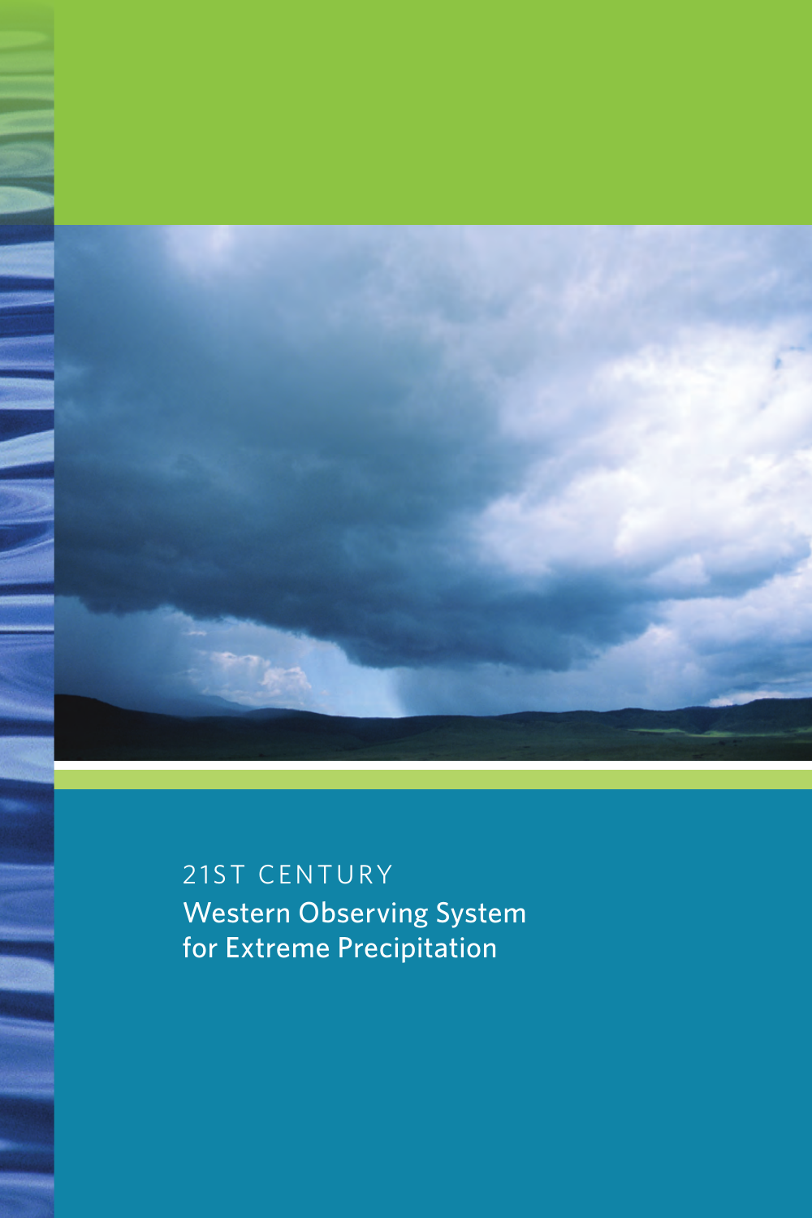21ST CENTURY

# Western Observing System for Extreme Precipitation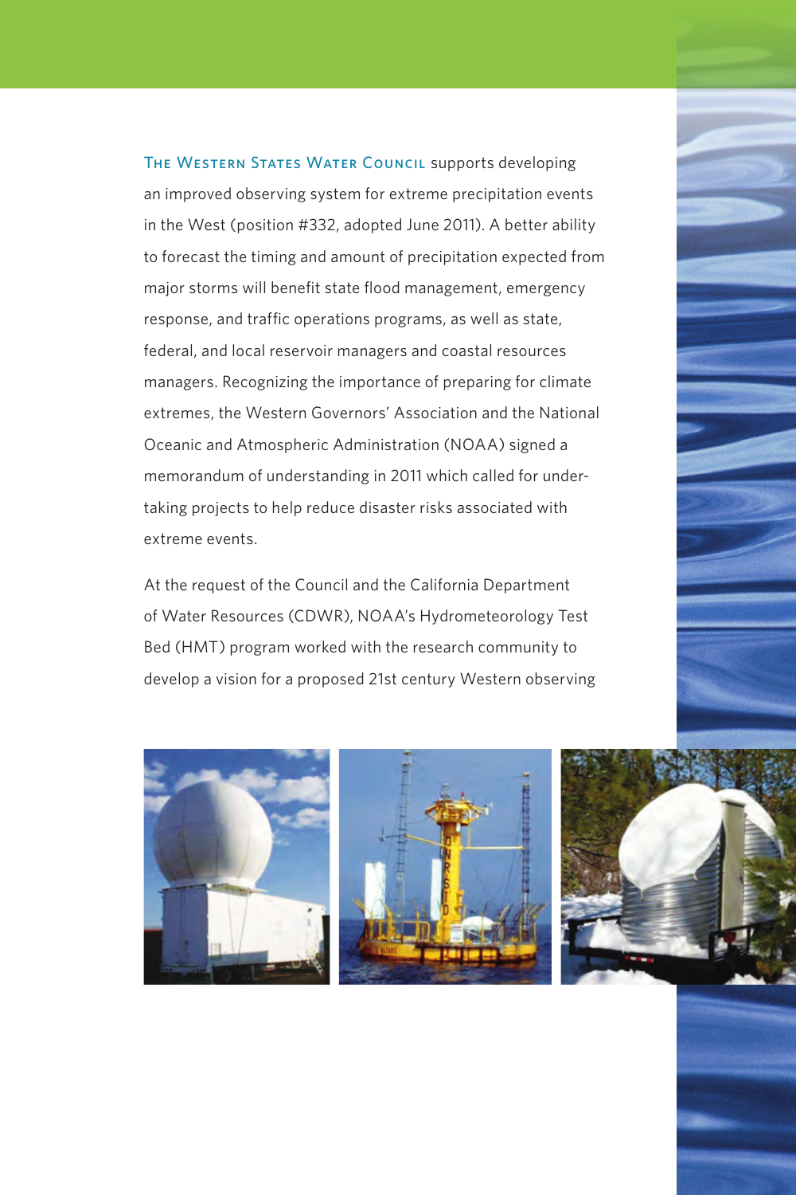The Western States Water Council supports developing an improved observing system for extreme precipitation events in the West (position #332, adopted June 2011). A better ability to forecast the timing and amount of precipitation expected from major storms will benefit state flood management, emergency response, and traffic operations programs, as well as state, federal, and local reservoir managers and coastal resources managers. Recognizing the importance of preparing for climate extremes, the Western Governors' Association and the National Oceanic and Atmospheric Administration (NOAA) signed a memorandum of understanding in 2011 which called for undertaking projects to help reduce disaster risks associated with extreme events.

At the request of the Council and the California Department of Water Resources (CDWR), NOAA's Hydrometeorology Test Bed (HMT) program worked with the research community to develop a vision for a proposed 21st century Western observing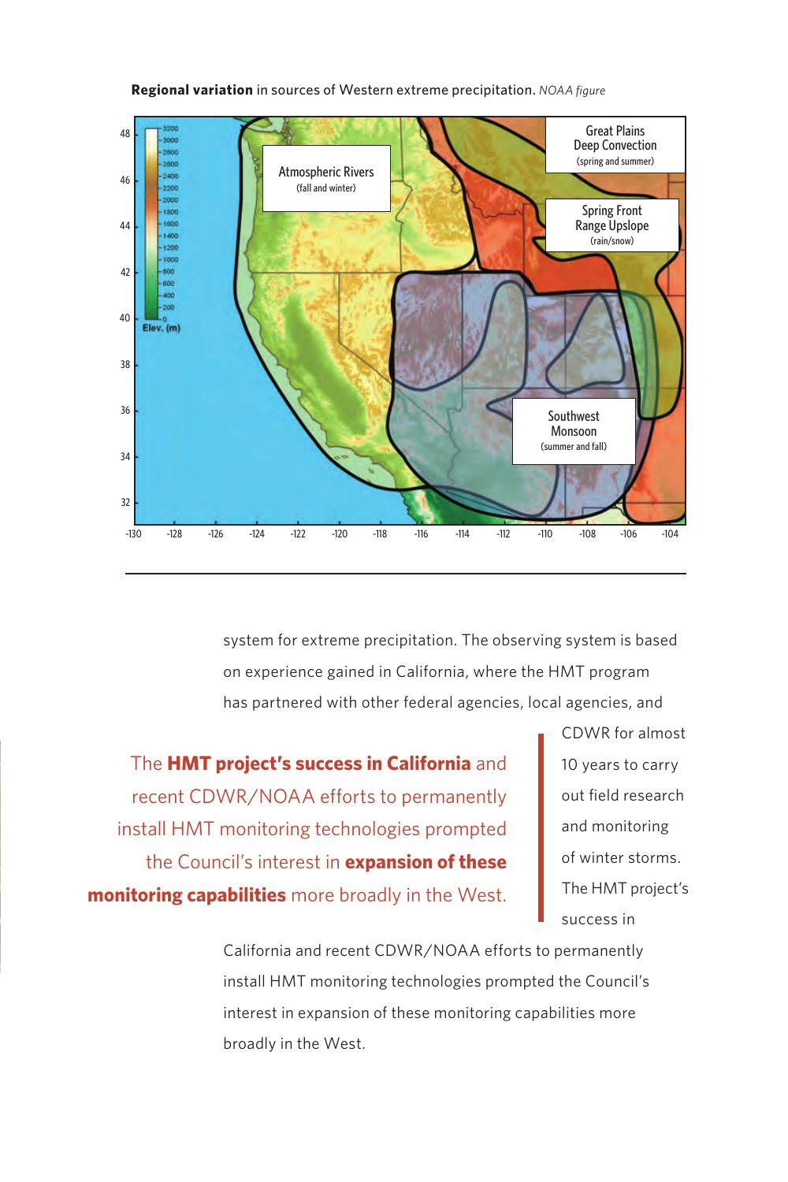**Regional variation** in sources of Western extreme precipitation. *NOAA figure*

system for extreme precipitation. The observing system is based on experience gained in California, where the HMT program has partnered with other federal agencies, local agencies, and CDWR for almost 10 years to carry out field research and monitoring of winter storms. The HMT project's success in California and recent CDWR/NOAA efforts to permanently install HMT monitoring technologies prompted the Council's interest in expansion of these monitoring capabilities more broadly in the West.

> The **HMT project's success in California** and recent CDWR/NOAA efforts to permanently install HMT monitoring technologies prompted the Council's interest in **expansion of these monitoring capabilities** more broadly in the West.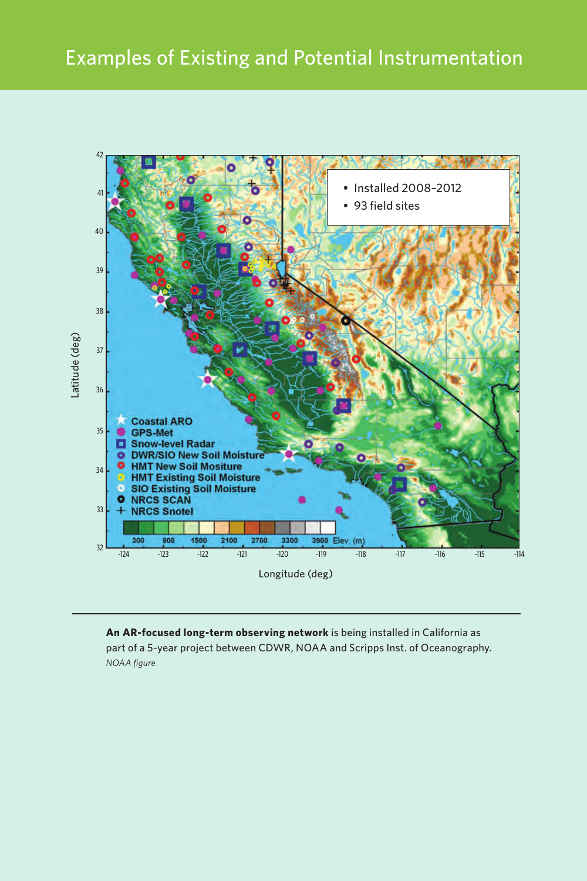# Examples of Existing and Potential Instrumentation

- Installed 2008–2012
- 93 field sites

**An AR-focused long-term observing network** is being installed in California as part of a 5-year project between CDWR, NOAA and Scripps Inst. of Oceanography.
*NOAA figure*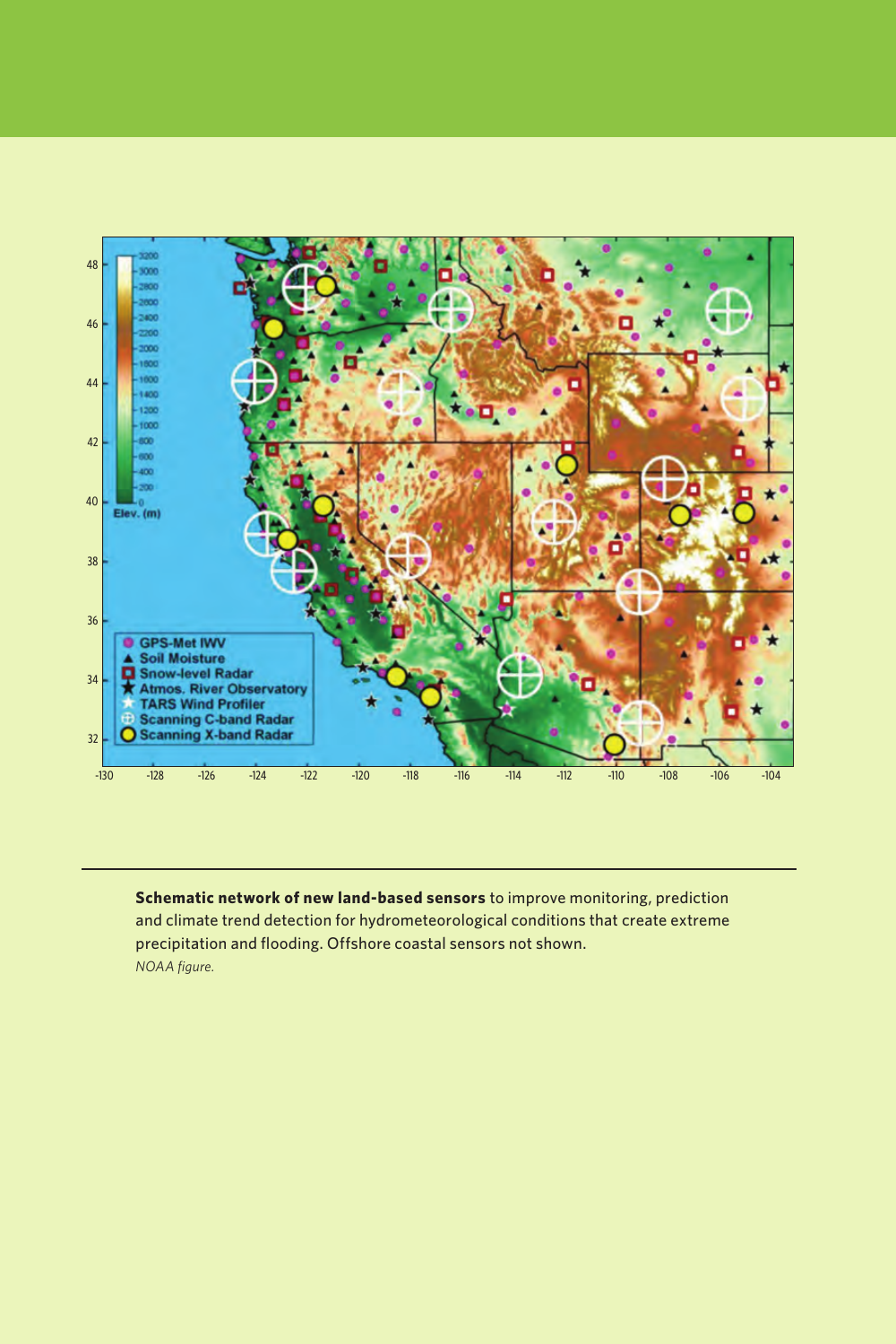**Schematic network of new land-based sensors** to improve monitoring, prediction and climate trend detection for hydrometeorological conditions that create extreme precipitation and flooding. Offshore coastal sensors not shown.
*NOAA figure.*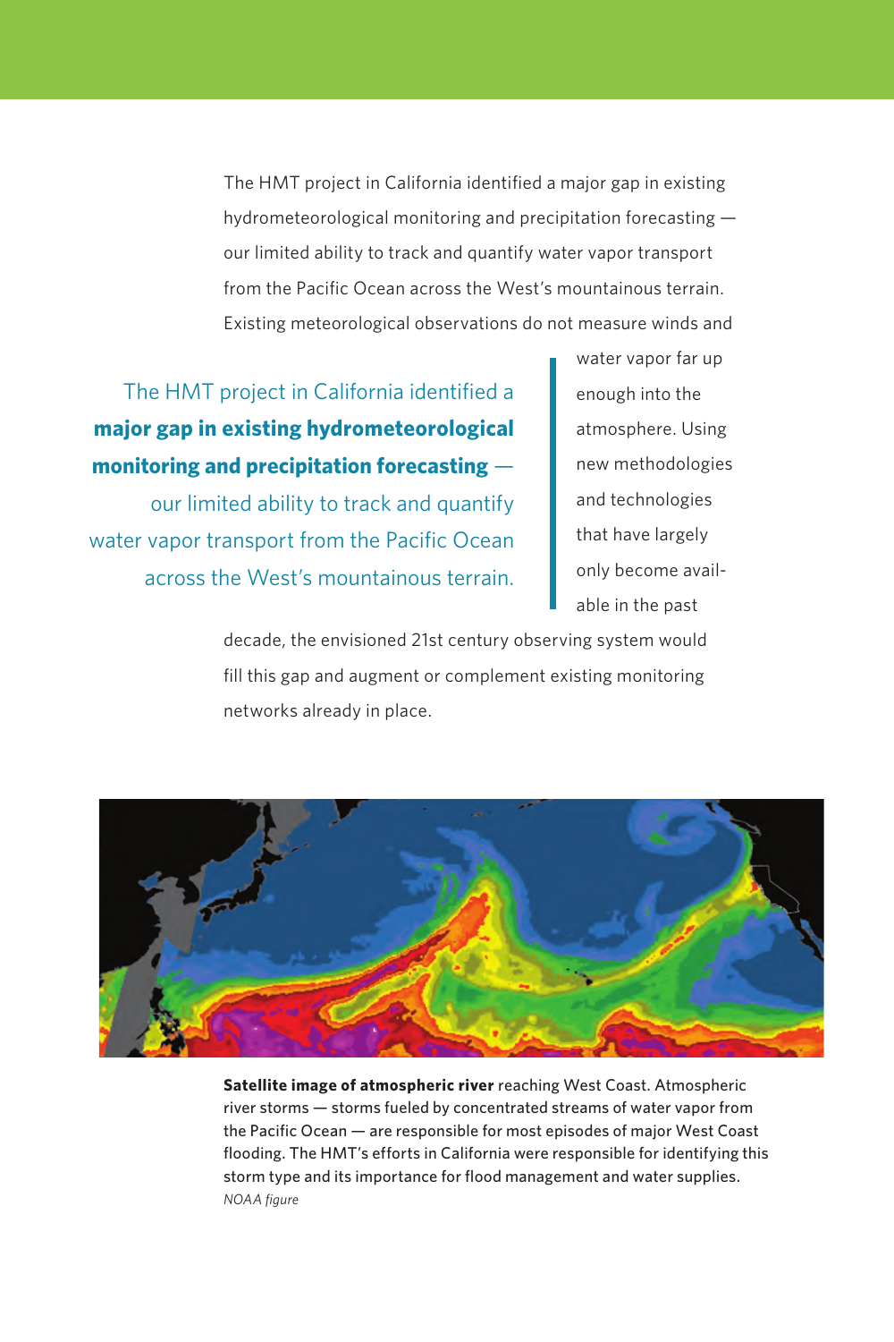The HMT project in California identified a major gap in existing hydrometeorological monitoring and precipitation forecasting — our limited ability to track and quantify water vapor transport from the Pacific Ocean across the West's mountainous terrain. Existing meteorological observations do not measure winds and water vapor far up enough into the atmosphere. Using new methodologies and technologies that have largely only become available in the past decade, the envisioned 21st century observing system would fill this gap and augment or complement existing monitoring networks already in place.

> The HMT project in California identified a **major gap in existing hydrometeorological monitoring and precipitation forecasting** — our limited ability to track and quantify water vapor transport from the Pacific Ocean across the West's mountainous terrain.

**Satellite image of atmospheric river** reaching West Coast. Atmospheric river storms — storms fueled by concentrated streams of water vapor from the Pacific Ocean — are responsible for most episodes of major West Coast flooding. The HMT's efforts in California were responsible for identifying this storm type and its importance for flood management and water supplies. *NOAA figure*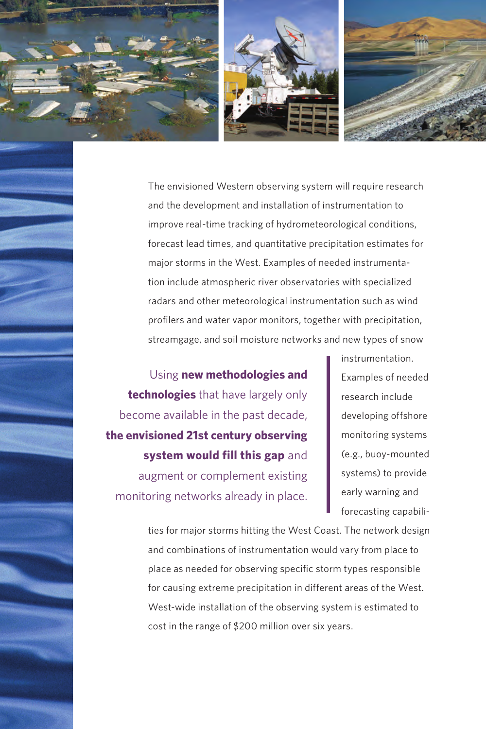The envisioned Western observing system will require research and the development and installation of instrumentation to improve real-time tracking of hydrometeorological conditions, forecast lead times, and quantitative precipitation estimates for major storms in the West. Examples of needed instrumentation include atmospheric river observatories with specialized radars and other meteorological instrumentation such as wind profilers and water vapor monitors, together with precipitation, streamgage, and soil moisture networks and new types of snow instrumentation. Examples of needed research include developing offshore monitoring systems (e.g., buoy-mounted systems) to provide early warning and forecasting capabilities for major storms hitting the West Coast. The network design and combinations of instrumentation would vary from place to place as needed for observing specific storm types responsible for causing extreme precipitation in different areas of the West. West-wide installation of the observing system is estimated to cost in the range of $200 million over six years.

> Using **new methodologies and technologies** that have largely only become available in the past decade, **the envisioned 21st century observing system would fill this gap** and augment or complement existing monitoring networks already in place.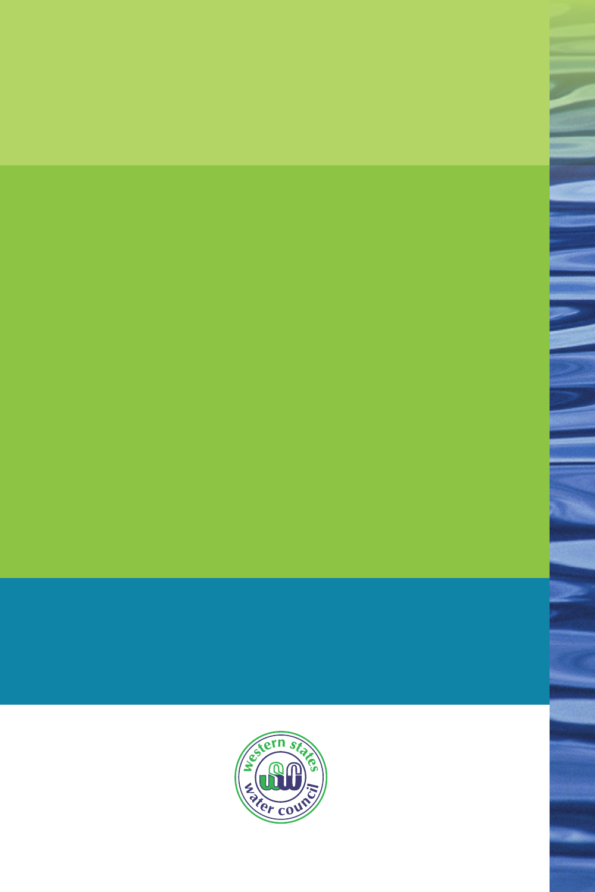western states water council